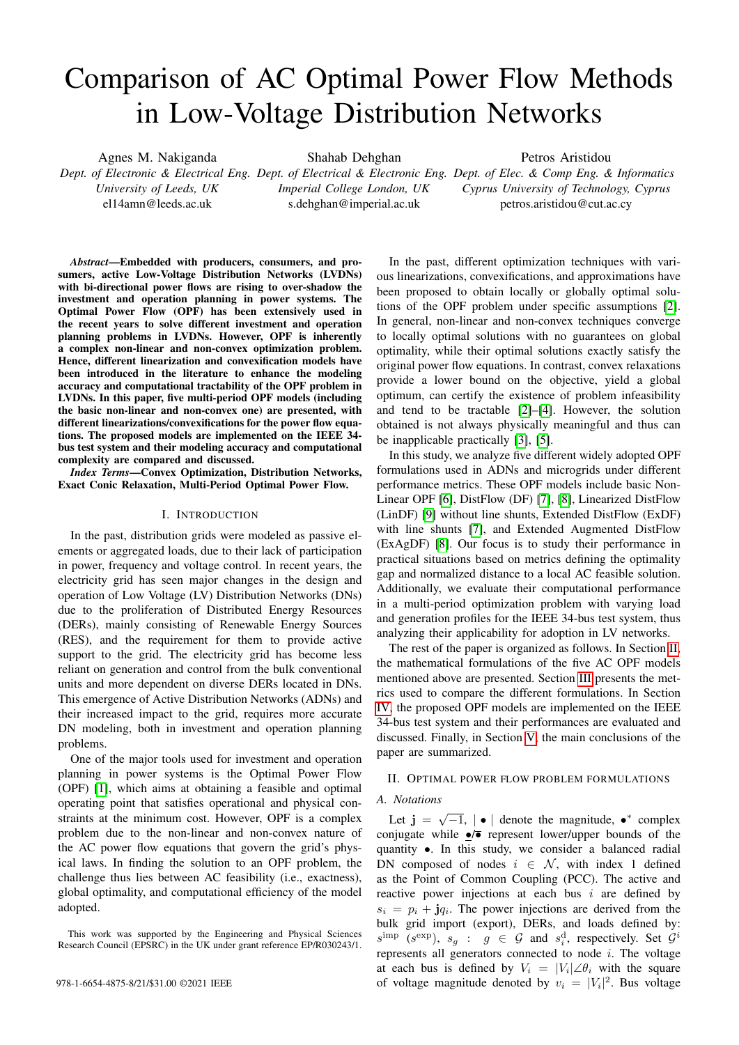# Comparison of AC Optimal Power Flow Methods in Low-Voltage Distribution Networks

Agnes M. Nakiganda
Dept. of Electronic & Electrical Eng.
University of Leeds, UK
el14amn@leeds.ac.uk

Shahab Dehghan
Dept. of Electrical & Electronic Eng.
Imperial College London, UK
s.dehghan@imperial.ac.uk

Petros Aristidou
Dept. of Elec. & Comp Eng. & Informatics
Cyprus University of Technology, Cyprus
petros.aristidou@cut.ac.cy

***Abstract*—Embedded with producers, consumers, and prosumers, active Low-Voltage Distribution Networks (LVDNs) with bi-directional power flows are rising to over-shadow the investment and operation planning in power systems. The Optimal Power Flow (OPF) has been extensively used in the recent years to solve different investment and operation planning problems in LVDNs. However, OPF is inherently a complex non-linear and non-convex optimization problem. Hence, different linearization and convexification models have been introduced in the literature to enhance the modeling accuracy and computational tractability of the OPF problem in LVDNs. In this paper, five multi-period OPF models (including the basic non-linear and non-convex one) are presented, with different linearizations/convexifications for the power flow equations. The proposed models are implemented on the IEEE 34-bus test system and their modeling accuracy and computational complexity are compared and discussed.**

***Index Terms*—Convex Optimization, Distribution Networks, Exact Conic Relaxation, Multi-Period Optimal Power Flow.**

## I. Introduction

In the past, distribution grids were modeled as passive elements or aggregated loads, due to their lack of participation in power, frequency and voltage control. In recent years, the electricity grid has seen major changes in the design and operation of Low Voltage (LV) Distribution Networks (DNs) due to the proliferation of Distributed Energy Resources (DERs), mainly consisting of Renewable Energy Sources (RES), and the requirement for them to provide active support to the grid. The electricity grid has become less reliant on generation and control from the bulk conventional units and more dependent on diverse DERs located in DNs. This emergence of Active Distribution Networks (ADNs) and their increased impact to the grid, requires more accurate DN modeling, both in investment and operation planning problems.

One of the major tools used for investment and operation planning in power systems is the Optimal Power Flow (OPF) [1], which aims at obtaining a feasible and optimal operating point that satisfies operational and physical constraints at the minimum cost. However, OPF is a complex problem due to the non-linear and non-convex nature of the AC power flow equations that govern the grid's physical laws. In finding the solution to an OPF problem, the challenge thus lies between AC feasibility (i.e., exactness), global optimality, and computational efficiency of the model adopted.

This work was supported by the Engineering and Physical Sciences Research Council (EPSRC) in the UK under grant reference EP/R030243/1.

978-1-6654-4875-8/21/$31.00 ©2021 IEEE

In the past, different optimization techniques with various linearizations, convexifications, and approximations have been proposed to obtain locally or globally optimal solutions of the OPF problem under specific assumptions [2]. In general, non-linear and non-convex techniques converge to locally optimal solutions with no guarantees on global optimality, while their optimal solutions exactly satisfy the original power flow equations. In contrast, convex relaxations provide a lower bound on the objective, yield a global optimum, can certify the existence of problem infeasibility and tend to be tractable [2]–[4]. However, the solution obtained is not always physically meaningful and thus can be inapplicable practically [3], [5].

In this study, we analyze five different widely adopted OPF formulations used in ADNs and microgrids under different performance metrics. These OPF models include basic Non-Linear OPF [6], DistFlow (DF) [7], [8], Linearized DistFlow (LinDF) [9] without line shunts, Extended DistFlow (ExDF) with line shunts [7], and Extended Augmented DistFlow (ExAgDF) [8]. Our focus is to study their performance in practical situations based on metrics defining the optimality gap and normalized distance to a local AC feasible solution. Additionally, we evaluate their computational performance in a multi-period optimization problem with varying load and generation profiles for the IEEE 34-bus test system, thus analyzing their applicability for adoption in LV networks.

The rest of the paper is organized as follows. In Section II, the mathematical formulations of the five AC OPF models mentioned above are presented. Section III presents the metrics used to compare the different formulations. In Section IV, the proposed OPF models are implemented on the IEEE 34-bus test system and their performances are evaluated and discussed. Finally, in Section V, the main conclusions of the paper are summarized.

## II. Optimal power flow problem formulations

### A. Notations

Let $\mathbf{j} = \sqrt{-1}$, $|\bullet|$ denote the magnitude, $\bullet^*$ complex conjugate while $\underline{\bullet}/\overline{\bullet}$ represent lower/upper bounds of the quantity $\bullet$. In this study, we consider a balanced radial DN composed of nodes $i \in \mathcal{N}$, with index 1 defined as the Point of Common Coupling (PCC). The active and reactive power injections at each bus $i$ are defined by $s_i = p_i + \mathbf{j}q_i$. The power injections are derived from the bulk grid import (export), DERs, and loads defined by: $s^{\text{imp}}$ ($s^{\text{exp}}$), $s_g$ : $g \in \mathcal{G}$ and $s_i^{\text{d}}$, respectively. Set $\mathcal{G}^i$ represents all generators connected to node $i$. The voltage at each bus is defined by $V_i = |V_i|\angle\theta_i$ with the square of voltage magnitude denoted by $v_i = |V_i|^2$. Bus voltage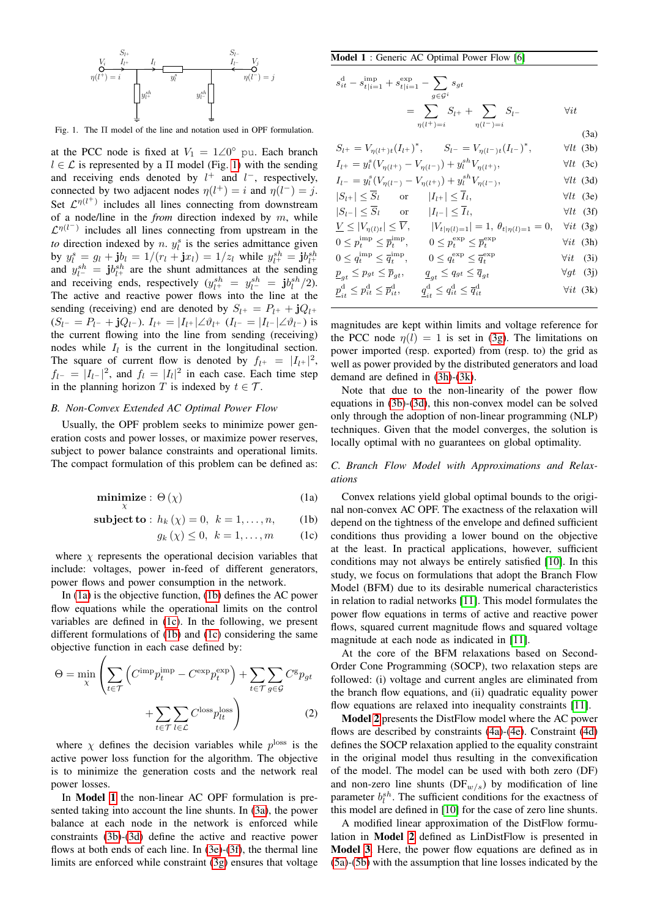Fig. 1. The Π model of the line and notation used in OPF formulation.

at the PCC node is fixed at $V_1 = 1\angle 0°$ pu. Each branch $l \in \mathcal{L}$ is represented by a Π model (Fig. 1) with the sending and receiving ends denoted by $l^+$ and $l^-$, respectively, connected by two adjacent nodes $\eta(l^+) = i$ and $\eta(l^-) = j$. Set $\mathcal{L}^{\eta(l^+)}$ includes all lines connecting from downstream of a node/line in the *from* direction indexed by $m$, while $\mathcal{L}^{\eta(l^-)}$ includes all lines connecting from upstream in the *to* direction indexed by $n$. $y_l^s$ is the series admittance given by $y_l^s = g_l + \mathbf{j}b_l = 1/(r_l + \mathbf{j}x_l) = 1/z_l$ while $y_{l^+}^{sh} = \mathbf{j}b_{l^+}^{sh}$ and $y_{l^-}^{sh} = \mathbf{j}b_{l^+}^{sh}$ are the shunt admittances at the sending and receiving ends, respectively ($y_{l^+}^{sh} = y_{l^-}^{sh} = \mathbf{j}b_l^{sh}/2$). The active and reactive power flows into the line at the sending (receiving) end are denoted by $S_{l^+} = P_{l^+} + \mathbf{j}Q_{l^+}$ ($S_{l^-} = P_{l^-} + \mathbf{j}Q_{l^-}$). $I_{l^+} = |I_{l^+}|\angle\vartheta_{l^+}$ ($I_{l^-} = |I_{l^-}|\angle\vartheta_{l^-}$) is the current flowing into the line from sending (receiving) nodes while $I_l$ is the current in the longitudinal section. The square of current flow is denoted by $f_{l^+} = |I_{l^+}|^2$, $f_{l^-} = |I_{l^-}|^2$, and $f_l = |I_l|^2$ in each case. Each time step in the planning horizon $T$ is indexed by $t \in \mathcal{T}$.

### B. Non-Convex Extended AC Optimal Power Flow

Usually, the OPF problem seeks to minimize power generation costs and power losses, or maximize power reserves, subject to power balance constraints and operational limits. The compact formulation of this problem can be defined as:

$$\underset{\chi}{\textbf{minimize}}: \; \Theta(\chi) \tag{1a}$$

$$\textbf{subject to}: \; h_k(\chi) = 0, \;\; k = 1, \ldots, n, \tag{1b}$$

$$g_k(\chi) \leq 0, \;\; k = 1, \ldots, m \tag{1c}$$

where $\chi$ represents the operational decision variables that include: voltages, power in-feed of different generators, power flows and power consumption in the network.

In (1a) is the objective function, (1b) defines the AC power flow equations while the operational limits on the control variables are defined in (1c). In the following, we present different formulations of (1b) and (1c) considering the same objective function in each case defined by:

$$\Theta = \min_{\chi}\left(\sum_{t\in\mathcal{T}}\left(C^{\text{imp}}p_t^{\text{imp}} - C^{\text{exp}}p_t^{\text{exp}}\right) + \sum_{t\in\mathcal{T}}\sum_{g\in\mathcal{G}}C^{\text{g}}p_{gt} + \sum_{t\in\mathcal{T}}\sum_{l\in\mathcal{L}}C^{\text{loss}}p_{lt}^{\text{loss}}\right) \tag{2}$$

where $\chi$ defines the decision variables while $p^{\text{loss}}$ is the active power loss function for the algorithm. The objective is to minimize the generation costs and the network real power losses.

In **Model 1** the non-linear AC OPF formulation is presented taking into account the line shunts. In (3a), the power balance at each node in the network is enforced while constraints (3b)-(3d) define the active and reactive power flows at both ends of each line. In (3e)-(3f), the thermal line limits are enforced while constraint (3g) ensures that voltage magnitudes are kept within limits and voltage reference for the PCC node $\eta(l) = 1$ is set in (3g). The limitations on power imported (resp. exported) from (resp. to) the grid as well as power provided by the distributed generators and load demand are defined in (3h)-(3k).

**Model 1** : Generic AC Optimal Power Flow [6]

$$s_{it}^{\text{d}} - s_{t|i=1}^{\text{imp}} + s_{t|i=1}^{\text{exp}} - \sum_{g\in\mathcal{G}^i} s_{gt} = \sum_{\eta(l^+)=i} S_{l^+} + \sum_{\eta(l^-)=i} S_{l^-} \qquad \forall it \tag{3a}$$

$$S_{l^+} = V_{\eta(l^+)t}(I_{l^+})^*, \quad S_{l^-} = V_{\eta(l^-)t}(I_{l^-})^*, \qquad \forall lt \tag{3b}$$

$$I_{l^+} = y_l^s(V_{\eta(l^+)} - V_{\eta(l^-)}) + y_l^{sh}V_{\eta(l^+)}, \qquad \forall lt \tag{3c}$$

$$I_{l^-} = y_l^s(V_{\eta(l^-)} - V_{\eta(l^+)}) + y_l^{sh}V_{\eta(l^-)}, \qquad \forall lt \tag{3d}$$

$$|S_{l^+}| \leq \overline{S}_l \quad \text{or} \quad |I_{l^+}| \leq \overline{I}_l, \qquad \forall lt \tag{3e}$$

$$|S_{l^-}| \leq \overline{S}_l \quad \text{or} \quad |I_{l^-}| \leq \overline{I}_l, \qquad \forall lt \tag{3f}$$

$$\underline{V} \leq |V_{\eta(l)t}| \leq \overline{V}, \quad |V_{t|\eta(l)=1}| = 1, \; \theta_{t|\eta(l)=1} = 0, \qquad \forall it \tag{3g}$$

$$0 \leq p_t^{\text{imp}} \leq \overline{p}_t^{\text{imp}}, \quad 0 \leq p_t^{\text{exp}} \leq \overline{p}_t^{\text{exp}} \qquad \forall it \tag{3h}$$

$$0 \leq q_t^{\text{imp}} \leq \overline{q}_t^{\text{imp}}, \quad 0 \leq q_t^{\text{exp}} \leq \overline{q}_t^{\text{exp}} \qquad \forall it \tag{3i}$$

$$\underline{p}_{gt} \leq p_{gt} \leq \overline{p}_{gt}, \quad \underline{q}_{gt} \leq q_{gt} \leq \overline{q}_{gt} \qquad \forall gt \tag{3j}$$

$$\underline{p}_{it}^{\text{d}} \leq p_{it}^{\text{d}} \leq \overline{p}_{it}^{\text{d}}, \quad \underline{q}_{it}^{\text{d}} \leq q_{it}^{\text{d}} \leq \overline{q}_{it}^{\text{d}} \qquad \forall it \tag{3k}$$

Note that due to the non-linearity of the power flow equations in (3b)-(3d), this non-convex model can be solved only through the adoption of non-linear programming (NLP) techniques. Given that the model converges, the solution is locally optimal with no guarantees on global optimality.

### C. Branch Flow Model with Approximations and Relaxations

Convex relations yield global optimal bounds to the original non-convex AC OPF. The exactness of the relaxation will depend on the tightness of the envelope and defined sufficient conditions thus providing a lower bound on the objective at the least. In practical applications, however, sufficient conditions may not always be entirely satisfied [10]. In this study, we focus on formulations that adopt the Branch Flow Model (BFM) due to its desirable numerical characteristics in relation to radial networks [11]. This model formulates the power flow equations in terms of active and reactive power flows, squared current magnitude flows and squared voltage magnitude at each node as indicated in [11].

At the core of the BFM relaxations based on Second-Order Cone Programming (SOCP), two relaxation steps are followed: (i) voltage and current angles are eliminated from the branch flow equations, and (ii) quadratic equality power flow equations are relaxed into inequality constraints [11].

**Model 2** presents the DistFlow model where the AC power flows are described by constraints (4a)-(4e). Constraint (4d) defines the SOCP relaxation applied to the equality constraint in the original model thus resulting in the convexification of the model. The model can be used with both zero (DF) and non-zero line shunts (DF$_{w/s}$) by modification of line parameter $b_l^{sh}$. The sufficient conditions for the exactness of this model are defined in [10] for the case of zero line shunts.

A modified linear approximation of the DistFlow formulation in **Model 2** defined as LinDistFlow is presented in **Model 3**. Here, the power flow equations are defined as in (5a)-(5b) with the assumption that line losses indicated by the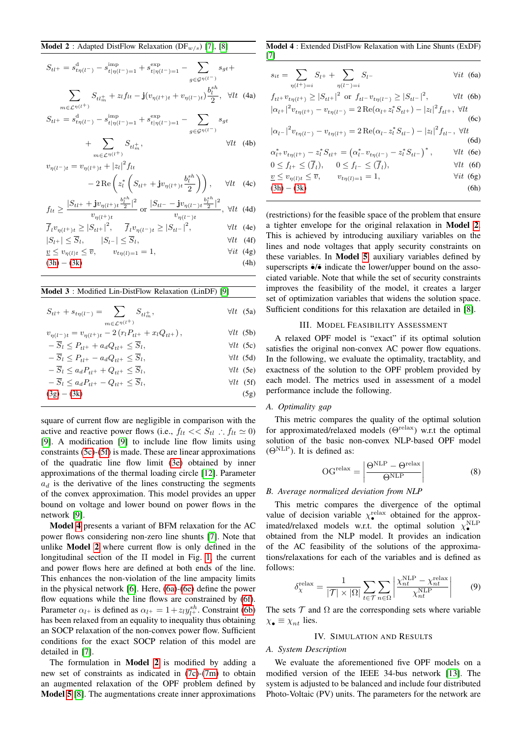**Model 2** : Adapted DistFlow Relaxation (DF$_{w/s}$) [7], [8]

$$S_{tl^+} = s^{\mathrm{d}}_{t\eta(l^-)} - s^{\mathrm{imp}}_{t|\eta(l^-)=1} + s^{\mathrm{exp}}_{t|\eta(l^-)=1} - \sum_{g\in\mathcal{G}^{\eta(l^-)}} s_{gt} + \sum_{m\in\mathcal{L}^{\eta(l^+)}} S_{tl_m^+} + z_l f_{lt} - \mathbf{j}(v_{\eta(l^+)t} + v_{\eta(l^-)t})\frac{b_l^{sh}}{2}, \quad \forall lt \quad (4a)$$

$$S_{tl^+} = s^{\mathrm{d}}_{t\eta(l^-)} - s^{\mathrm{imp}}_{t|\eta(l^-)=1} + s^{\mathrm{exp}}_{t|\eta(l^-)=1} - \sum_{g\in\mathcal{G}^{\eta(l^-)}} s_{gt} + \sum_{m\in\mathcal{L}^{\eta(l^+)}} S_{tl_m^+}, \quad \forall lt \quad (4b)$$

$$v_{\eta(l^-)t} = v_{\eta(l^+)t} + |z_l|^2 f_{lt} - 2\,\mathrm{Re}\left(z_l^*\left(S_{tl^+} + \mathbf{j}v_{\eta(l^+)t}\frac{b_l^{sh}}{2}\right)\right), \quad \forall lt \quad (4c)$$

$$f_{lt} \geq \frac{|S_{tl^+} + \mathbf{j}v_{\eta(l^+)t}\frac{b_l^{sh}}{2}|^2}{v_{\eta(l^+)t}} \text{ or } \frac{|S_{tl^-} - \mathbf{j}v_{\eta(l^-)t}\frac{b_l^{sh}}{2}|^2}{v_{\eta(l^-)t}}, \quad \forall lt \quad (4d)$$

$$\overline{f}_l v_{\eta(l^+)t} \geq |S_{tl^+}|^2, \quad \overline{f}_l v_{\eta(l^-)t} \geq |S_{tl^-}|^2, \quad \forall lt \quad (4e)$$

$$|S_{l^+}| \leq \overline{S}_l, \quad |S_{l^-}| \leq \overline{S}_l, \quad \forall lt \quad (4f)$$

$$\underline{v} \leq v_{\eta(l)t} \leq \overline{v}, \quad v_{t\eta(l)=1} = 1, \quad \forall it \quad (4g)$$

$$(3h) - (3k) \quad (4h)$$

**Model 3** : Modified Lin-DistFlow Relaxation (LinDF) [9]

$$S_{tl^+} + s_{t\eta(l^-)} = \sum_{m\in\mathcal{L}^{\eta(l^+)}} S_{tl_m^+}, \quad \forall lt \quad (5a)$$

$$v_{\eta(l^-)t} = v_{\eta(l^+)t} - 2\left(r_l P_{tl^+} + x_l Q_{tl^+}\right), \quad \forall lt \quad (5b)$$

$$-\overline{S}_l \leq P_{tl^+} + a_d Q_{tl^+} \leq \overline{S}_l, \quad \forall lt \quad (5c)$$

$$-\overline{S}_l \leq P_{tl^+} - a_d Q_{tl^+} \leq \overline{S}_l, \quad \forall lt \quad (5d)$$

$$-\overline{S}_l \leq a_d P_{tl^+} + Q_{tl^+} \leq \overline{S}_l, \quad \forall lt \quad (5e)$$

$$-\overline{S}_l \leq a_d P_{tl^+} - Q_{tl^+} \leq \overline{S}_l, \quad \forall lt \quad (5f)$$

$$(3g) - (3k) \quad (5g)$$

square of current flow are negligible in comparison with the active and reactive power flows (i.e., $f_{lt} << S_{tl} \therefore f_{lt} \simeq 0$) [9]. A modification [9] to include line flow limits using constraints (5c)-(5f) is made. These are linear approximations of the quadratic line flow limit (3e) obtained by inner approximations of the thermal loading circle [12]. Parameter $a_d$ is the derivative of the lines constructing the segments of the convex approximation. This model provides an upper bound on voltage and lower bound on power flows in the network [9].

**Model 4** presents a variant of BFM relaxation for the AC power flows considering non-zero line shunts [7]. Note that unlike **Model 2** where current flow is only defined in the longitudinal section of the Π model in Fig. 1, the current and power flows here are defined at both ends of the line. This enhances the non-violation of the line ampacity limits in the physical network [6]. Here, (6a)-(6e) define the power flow equations while the line flows are constrained by (6f). Parameter $\alpha_{l^+}$ is defined as $\alpha_{l^+} = 1 + z_l y^{sh}_{l^+}$. Constraint (6b) has been relaxed from an equality to inequality thus obtaining an SOCP relaxation of the non-convex power flow. Sufficient conditions for the exact SOCP relation of this model are detailed in [7].

The formulation in **Model 2** is modified by adding a new set of constraints as indicated in (7c)-(7m) to obtain an augmented relaxation of the OPF problem defined by **Model 5** [8]. The augmentations create inner approximations

**Model 4** : Extended DistFlow Relaxation with Line Shunts (ExDF) [7]

$$s_{it} = \sum_{\eta(l^+)=i} S_{l^+} + \sum_{\eta(l^-)=i} S_{l^-} \quad \forall it \quad (6a)$$

$$f_{tl^+} v_{t\eta(l^+)} \geq |S_{tl^+}|^2 \text{ or } f_{tl^-} v_{t\eta(l^-)} \geq |S_{tl^-}|^2, \quad \forall lt \quad (6b)$$

$$|\alpha_{l^+}|^2 v_{t\eta(l^+)} - v_{t\eta(l^-)} = 2\,\mathrm{Re}(\alpha_{l^+} z_l^* S_{tl^+}) - |z_l|^2 f_{tl^+}, \quad \forall lt \quad (6c)$$

$$|\alpha_{l^-}|^2 v_{t\eta(l^-)} - v_{t\eta(l^+)} = 2\,\mathrm{Re}(\alpha_{l^-} z_l^* S_{tl^-}) - |z_l|^2 f_{tl^-}, \quad \forall lt \quad (6d)$$

$$\alpha^*_{l^+} v_{t\eta(l^+)} - z_l^* S_{tl^+} = \left(\alpha^*_{l^-} v_{t\eta(l^-)} - z_l^* S_{tl^-}\right)^*, \quad \forall lt \quad (6e)$$

$$0 \leq f_{l^+} \leq (\overline{f}_l), \quad 0 \leq f_{l^-} \leq (\overline{f}_l), \quad \forall lt \quad (6f)$$

$$\underline{v} \leq v_{\eta(l)t} \leq \overline{v}, \quad v_{t\eta(l)=1} = 1, \quad \forall it \quad (6g)$$

$$(3h) - (3k) \quad (6h)$$

(restrictions) for the feasible space of the problem that ensure a tighter envelope for the original relaxation in **Model 2**. This is achieved by introducing auxiliary variables on the lines and node voltages that apply security constraints on these variables. In **Model 5** auxiliary variables defined by superscripts $\check{\bullet}$/$\hat{\bullet}$ indicate the lower/upper bound on the associated variable. Note that while the set of security constraints improves the feasibility of the model, it creates a larger set of optimization variables that widens the solution space. Sufficient conditions for this relaxation are detailed in [8].

## III. Model Feasibility Assessment

A relaxed OPF model is "exact" if its optimal solution satisfies the original non-convex AC power flow equations. In the following, we evaluate the optimality, tractability, and exactness of the solution to the OPF problem provided by each model. The metrics used in assessment of a model performance include the following.

### A. Optimality gap

This metric compares the quality of the optimal solution for approximated/relaxed models ($\Theta^{\mathrm{relax}}$) w.r.t the optimal solution of the basic non-convex NLP-based OPF model ($\Theta^{\mathrm{NLP}}$). It is defined as:

$$\mathrm{OG}^{\mathrm{relax}} = \left|\frac{\Theta^{\mathrm{NLP}} - \Theta^{\mathrm{relax}}}{\Theta^{\mathrm{NLP}}}\right| \quad (8)$$

### B. Average normalized deviation from NLP

This metric compares the divergence of the optimal value of decision variable $\chi^{\mathrm{relax}}_{\bullet}$ obtained for the approximated/relaxed models w.r.t. the optimal solution $\chi^{\mathrm{NLP}}_{\bullet}$ obtained from the NLP model. It provides an indication of the AC feasibility of the solutions of the approximations/relaxations for each of the variables and is defined as follows:

$$\delta^{\mathrm{relax}}_{\chi} = \frac{1}{|\mathcal{T}| \times |\Omega|}\sum_{t\in\mathcal{T}}\sum_{n\in\Omega}\left|\frac{\chi^{\mathrm{NLP}}_{nt} - \chi^{\mathrm{relax}}_{nt}}{\chi^{\mathrm{NLP}}_{nt}}\right| \quad (9)$$

The sets $\mathcal{T}$ and $\Omega$ are the corresponding sets where variable $\chi_{\bullet} \equiv \chi_{nt}$ lies.

## IV. Simulation and Results

### A. System Description

We evaluate the aforementioned five OPF models on a modified version of the IEEE 34-bus network [13]. The system is adjusted to be balanced and include four distributed Photo-Voltaic (PV) units. The parameters for the network are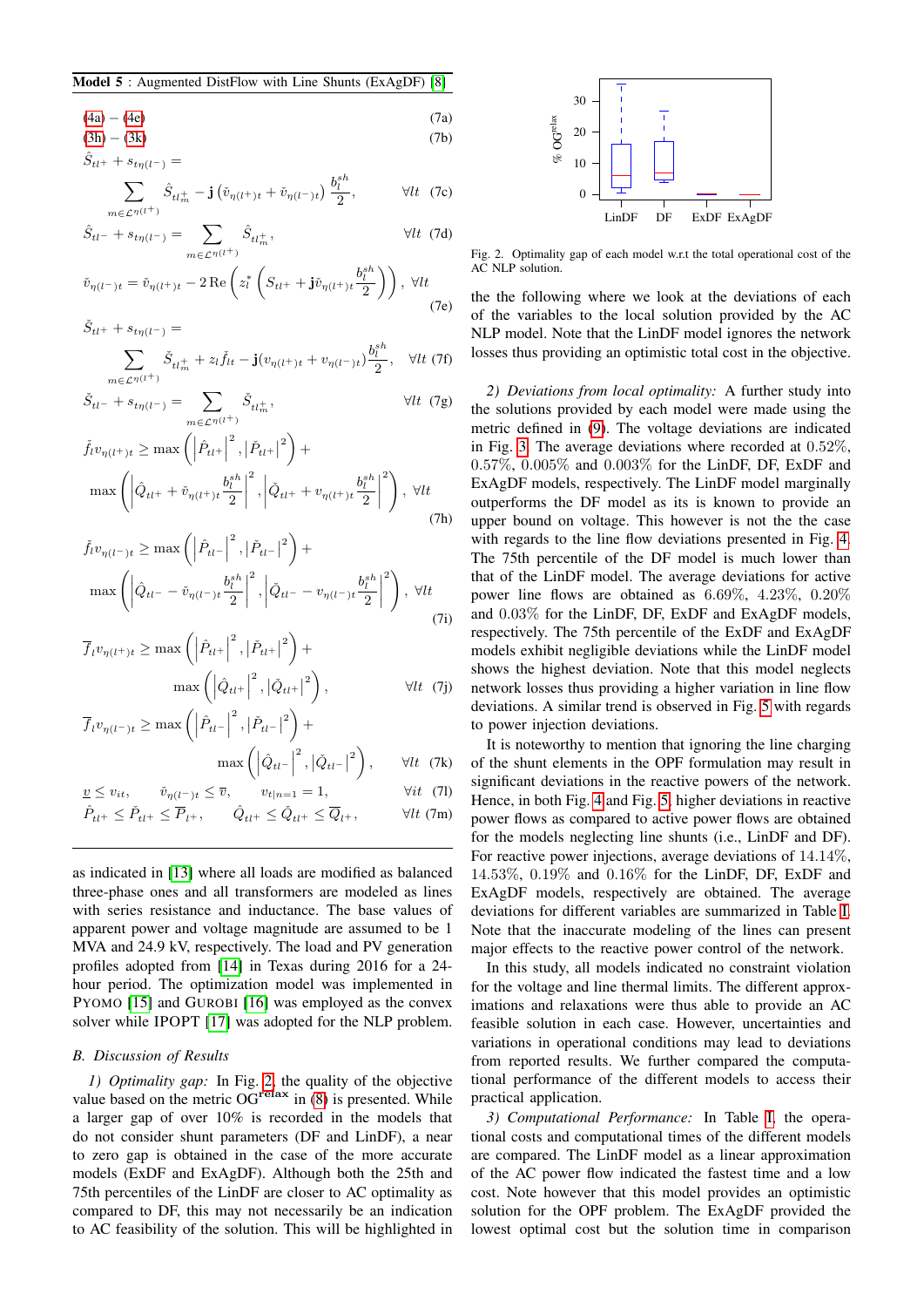**Model 5** : Augmented DistFlow with Line Shunts (ExAgDF) [8]

$$(4a) - (4e) \tag{7a}$$

$$(3h) - (3k) \tag{7b}$$

$$\hat{S}_{tl^+} + s_{t\eta(l^-)} = \sum_{m\in\mathcal{L}^{\eta(l^+)}} \hat{S}_{tl_m^+} - \mathbf{j}\left(\check{v}_{\eta(l^+)t} + \check{v}_{\eta(l^-)t}\right)\frac{b_l^{sh}}{2}, \quad \forall lt \tag{7c}$$

$$\hat{S}_{tl^-} + s_{t\eta(l^-)} = \sum_{m\in\mathcal{L}^{\eta(l^+)}} \hat{S}_{tl_m^+}, \quad \forall lt \tag{7d}$$

$$\check{v}_{\eta(l^-)t} = \check{v}_{\eta(l^+)t} - 2\,\mathrm{Re}\left(z_l^*\left(S_{tl^+} + \mathbf{j}\check{v}_{\eta(l^+)t}\frac{b_l^{sh}}{2}\right)\right), \ \forall lt \tag{7e}$$

$$\check{S}_{tl^+} + s_{t\eta(l^-)} = \sum_{m\in\mathcal{L}^{\eta(l^+)}} \check{S}_{tl_m^+} + z_l\check{f}_{lt} - \mathbf{j}(v_{\eta(l^+)t} + v_{\eta(l^-)t})\frac{b_l^{sh}}{2}, \quad \forall lt \tag{7f}$$

$$\check{S}_{tl^-} + s_{t\eta(l^-)} = \sum_{m\in\mathcal{L}^{\eta(l^+)}} \check{S}_{tl_m^+}, \quad \forall lt \tag{7g}$$

$$\check{f}_l v_{\eta(l^+)t} \geq \max\left(\left|\hat{P}_{tl^+}\right|^2, \left|\check{P}_{tl^+}\right|^2\right) + \max\left(\left|\hat{Q}_{tl^+} + \check{v}_{\eta(l^+)t}\frac{b_l^{sh}}{2}\right|^2, \left|\check{Q}_{tl^+} + v_{\eta(l^+)t}\frac{b_l^{sh}}{2}\right|^2\right), \ \forall lt \tag{7h}$$

$$\check{f}_l v_{\eta(l^-)t} \geq \max\left(\left|\hat{P}_{tl^-}\right|^2, \left|\check{P}_{tl^-}\right|^2\right) + \max\left(\left|\hat{Q}_{tl^-} - \check{v}_{\eta(l^-)t}\frac{b_l^{sh}}{2}\right|^2, \left|\check{Q}_{tl^-} - v_{\eta(l^-)t}\frac{b_l^{sh}}{2}\right|^2\right), \ \forall lt \tag{7i}$$

$$\overline{f}_l v_{\eta(l^+)t} \geq \max\left(\left|\hat{P}_{tl^+}\right|^2, \left|\check{P}_{tl^+}\right|^2\right) + \max\left(\left|\hat{Q}_{tl^+}\right|^2, \left|\check{Q}_{tl^+}\right|^2\right), \quad \forall lt \tag{7j}$$

$$\overline{f}_l v_{\eta(l^-)t} \geq \max\left(\left|\hat{P}_{tl^-}\right|^2, \left|\check{P}_{tl^-}\right|^2\right) + \max\left(\left|\hat{Q}_{tl^-}\right|^2, \left|\check{Q}_{tl^-}\right|^2\right), \quad \forall lt \tag{7k}$$

$$\underline{v} \leq v_{it}, \quad \check{v}_{\eta(l^-)t} \leq \overline{v}, \quad v_{t|n=1} = 1, \quad \forall it \tag{7l}$$

$$\hat{P}_{tl^+} \leq \check{P}_{tl^+} \leq \overline{P}_{l^+}, \quad \hat{Q}_{tl^+} \leq \check{Q}_{tl^+} \leq \overline{Q}_{l^+}, \quad \forall lt \tag{7m}$$

as indicated in [13] where all loads are modified as balanced three-phase ones and all transformers are modeled as lines with series resistance and inductance. The base values of apparent power and voltage magnitude are assumed to be 1 MVA and 24.9 kV, respectively. The load and PV generation profiles adopted from [14] in Texas during 2016 for a 24-hour period. The optimization model was implemented in PYOMO [15] and GUROBI [16] was employed as the convex solver while IPOPT [17] was adopted for the NLP problem.

### B. Discussion of Results

*1) Optimality gap:* In Fig. 2, the quality of the objective value based on the metric $\mathrm{OG}^{\mathbf{relax}}$ in (8) is presented. While a larger gap of over 10% is recorded in the models that do not consider shunt parameters (DF and LinDF), a near to zero gap is obtained in the case of the more accurate models (ExDF and ExAgDF). Although both the 25th and 75th percentiles of the LinDF are closer to AC optimality as compared to DF, this may not necessarily be an indication to AC feasibility of the solution. This will be highlighted in the the following where we look at the deviations of each of the variables to the local solution provided by the AC NLP model. Note that the LinDF model ignores the network losses thus providing an optimistic total cost in the objective.

Fig. 2. Optimality gap of each model w.r.t the total operational cost of the AC NLP solution.

*2) Deviations from local optimality:* A further study into the solutions provided by each model were made using the metric defined in (9). The voltage deviations are indicated in Fig. 3. The average deviations where recorded at $0.52\%$, $0.57\%$, $0.005\%$ and $0.003\%$ for the LinDF, DF, ExDF and ExAgDF models, respectively. The LinDF model marginally outperforms the DF model as its is known to provide an upper bound on voltage. This however is not the the case with regards to the line flow deviations presented in Fig. 4. The 75th percentile of the DF model is much lower than that of the LinDF model. The average deviations for active power line flows are obtained as $6.69\%$, $4.23\%$, $0.20\%$ and $0.03\%$ for the LinDF, DF, ExDF and ExAgDF models, respectively. The 75th percentile of the ExDF and ExAgDF models exhibit negligible deviations while the LinDF model shows the highest deviation. Note that this model neglects network losses thus providing a higher variation in line flow deviations. A similar trend is observed in Fig. 5 with regards to power injection deviations.

It is noteworthy to mention that ignoring the line charging of the shunt elements in the OPF formulation may result in significant deviations in the reactive powers of the network. Hence, in both Fig. 4 and Fig. 5, higher deviations in reactive power flows as compared to active power flows are obtained for the models neglecting line shunts (i.e., LinDF and DF). For reactive power injections, average deviations of $14.14\%$, $14.53\%$, $0.19\%$ and $0.16\%$ for the LinDF, DF, ExDF and ExAgDF models, respectively are obtained. The average deviations for different variables are summarized in Table I. Note that the inaccurate modeling of the lines can present major effects to the reactive power control of the network.

In this study, all models indicated no constraint violation for the voltage and line thermal limits. The different approximations and relaxations were thus able to provide an AC feasible solution in each case. However, uncertainties and variations in operational conditions may lead to deviations from reported results. We further compared the computational performance of the different models to access their practical application.

*3) Computational Performance:* In Table I, the operational costs and computational times of the different models are compared. The LinDF model as a linear approximation of the AC power flow indicated the fastest time and a low cost. Note however that this model provides an optimistic solution for the OPF problem. The ExAgDF provided the lowest optimal cost but the solution time in comparison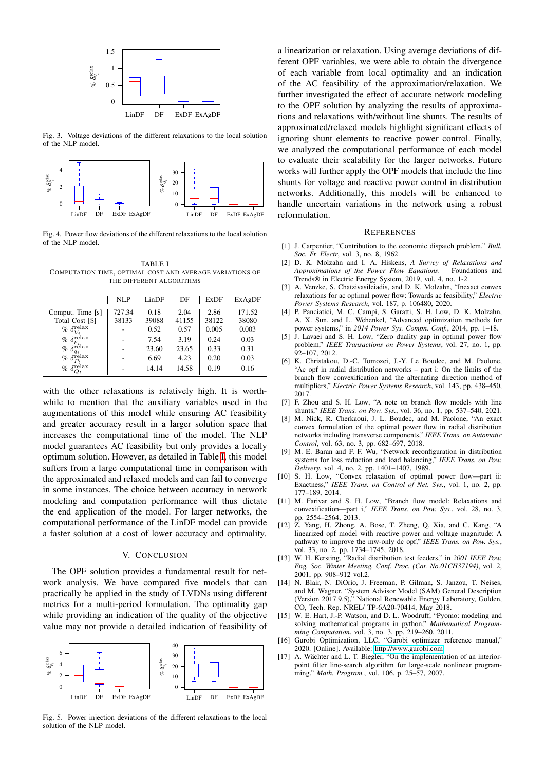1.5

1

0.5

0

$\% \, \delta_{V_i}^{\text{relax}}$

LinDF DF ExDF ExAgDF

Fig. 3. Voltage deviations of the different relaxations to the local solution of the NLP model.

4

2

0

$\% \, \delta_{P_l}^{\text{relax}}$

LinDF DF ExDF ExAgDF

30

20

10

0

$\% \, \delta_{Q_l}^{\text{relax}}$

LinDF DF ExDF ExAgDF

Fig. 4. Power flow deviations of the different relaxations to the local solution of the NLP model.

TABLE I
COMPUTATION TIME, OPTIMAL COST AND AVERAGE VARIATIONS OF THE DIFFERENT ALGORITHMS

| | NLP | LinDF | DF | ExDF | ExAgDF |
|---|---|---|---|---|---|
| Comput. Time [s] | 727.34 | 0.18 | 2.04 | 2.86 | 171.52 |
| Total Cost [$] | 38133 | 39088 | 41155 | 38122 | 38080 |
| $\% \, \delta_{V_i}^{\text{relax}}$ | - | 0.52 | 0.57 | 0.005 | 0.003 |
| $\% \, \delta_{P_i}^{\text{relax}}$ | - | 7.54 | 3.19 | 0.24 | 0.03 |
| $\% \, \delta_{q_i}^{\text{relax}}$ | - | 23.60 | 23.65 | 0.33 | 0.31 |
| $\% \, \delta_{P_l}^{\text{relax}}$ | - | 6.69 | 4.23 | 0.20 | 0.03 |
| $\% \, \delta_{Q_l}^{\text{relax}}$ | - | 14.14 | 14.58 | 0.19 | 0.16 |

with the other relaxations is relatively high. It is worthwhile to mention that the auxiliary variables used in the augmentations of this model while ensuring AC feasibility and greater accuracy result in a larger solution space that increases the computational time of the model. The NLP model guarantees AC feasibility but only provides a locally optimum solution. However, as detailed in Table I, this model suffers from a large computational time in comparison with the approximated and relaxed models and can fail to converge in some instances. The choice between accuracy in network modeling and computation performance will thus dictate the end application of the model. For larger networks, the computational performance of the LinDF model can provide a faster solution at a cost of lower accuracy and optimality.

## V. CONCLUSION

The OPF solution provides a fundamental result for network analysis. We have compared five models that can practically be applied in the study of LVDNs using different metrics for a multi-period formulation. The optimality gap while providing an indication of the quality of the objective value may not provide a detailed indication of feasibility of a linearization or relaxation. Using average deviations of different OPF variables, we were able to obtain the divergence of each variable from local optimality and an indication of the AC feasibility of the approximation/relaxation. We further investigated the effect of accurate network modeling to the OPF solution by analyzing the results of approximations and relaxations with/without line shunts. The results of approximated/relaxed models highlight significant effects of ignoring shunt elements to reactive power control. Finally, we analyzed the computational performance of each model to evaluate their scalability for the larger networks. Future works will further apply the OPF models that include the line shunts for voltage and reactive power control in distribution networks. Additionally, this models will be enhanced to handle uncertain variations in the network using a robust reformulation.

6

4

2

0

$\% \, \delta_{P_i}^{\text{relax}}$

LinDF DF ExDF ExAgDF

40

30

20

10

0

$\% \, \delta_{q_i}^{\text{relax}}$

LinDF DF ExDF ExAgDF

Fig. 5. Power injection deviations of the different relaxations to the local solution of the NLP model.

## REFERENCES

[1] J. Carpentier, "Contribution to the economic dispatch problem," *Bull. Soc. Fr. Electr*, vol. 3, no. 8, 1962.

[2] D. K. Molzahn and I. A. Hiskens, *A Survey of Relaxations and Approximations of the Power Flow Equations*. Foundations and Trends® in Electric Energy System, 2019, vol. 4, no. 1-2.

[3] A. Venzke, S. Chatzivasileiadis, and D. K. Molzahn, "Inexact convex relaxations for ac optimal power flow: Towards ac feasibility," *Electric Power Systems Research*, vol. 187, p. 106480, 2020.

[4] P. Panciatici, M. C. Campi, S. Garatti, S. H. Low, D. K. Molzahn, A. X. Sun, and L. Wehenkel, "Advanced optimization methods for power systems," in *2014 Power Sys. Compn. Conf.*, 2014, pp. 1–18.

[5] J. Lavaei and S. H. Low, "Zero duality gap in optimal power flow problem," *IEEE Transactions on Power Systems*, vol. 27, no. 1, pp. 92–107, 2012.

[6] K. Christakou, D.-C. Tomozei, J.-Y. Le Boudec, and M. Paolone, "Ac opf in radial distribution networks – part i: On the limits of the branch flow convexification and the alternating direction method of multipliers," *Electric Power Systems Research*, vol. 143, pp. 438–450, 2017.

[7] F. Zhou and S. H. Low, "A note on branch flow models with line shunts," *IEEE Trans. on Pow. Sys.*, vol. 36, no. 1, pp. 537–540, 2021.

[8] M. Nick, R. Cherkaoui, J. L. Boudec, and M. Paolone, "An exact convex formulation of the optimal power flow in radial distribution networks including transverse components," *IEEE Trans. on Automatic Control*, vol. 63, no. 3, pp. 682–697, 2018.

[9] M. E. Baran and F. F. Wu, "Network reconfiguration in distribution systems for loss reduction and load balancing," *IEEE Trans. on Pow. Delivery*, vol. 4, no. 2, pp. 1401–1407, 1989.

[10] S. H. Low, "Convex relaxation of optimal power flow—part ii: Exactness," *IEEE Trans. on Control of Net. Sys.*, vol. 1, no. 2, pp. 177–189, 2014.

[11] M. Farivar and S. H. Low, "Branch flow model: Relaxations and convexification—part i," *IEEE Trans. on Pow. Sys.*, vol. 28, no. 3, pp. 2554–2564, 2013.

[12] Z. Yang, H. Zhong, A. Bose, T. Zheng, Q. Xia, and C. Kang, "A linearized opf model with reactive power and voltage magnitude: A pathway to improve the mw-only dc opf," *IEEE Trans. on Pow. Sys.*, vol. 33, no. 2, pp. 1734–1745, 2018.

[13] W. H. Kersting, "Radial distribution test feeders," in *2001 IEEE Pow. Eng. Soc. Winter Meeting. Conf. Proc. (Cat. No.01CH37194)*, vol. 2, 2001, pp. 908–912 vol.2.

[14] N. Blair, N. DiOrio, J. Freeman, P. Gilman, S. Janzou, T. Neises, and M. Wagner, "System Advisor Model (SAM) General Description (Version 2017.9.5)," National Renewable Energy Laboratory, Golden, CO, Tech. Rep. NREL/ TP-6A20-70414, May 2018.

[15] W. E. Hart, J.-P. Watson, and D. L. Woodruff, "Pyomo: modeling and solving mathematical programs in python," *Mathematical Programming Computation*, vol. 3, no. 3, pp. 219–260, 2011.

[16] Gurobi Optimization, LLC, "Gurobi optimizer reference manual," 2020. [Online]. Available: http://www.gurobi.com

[17] A. Wächter and L. T. Biegler, "On the implementation of an interior-point filter line-search algorithm for large-scale nonlinear programming." *Math. Program.*, vol. 106, p. 25–57, 2007.